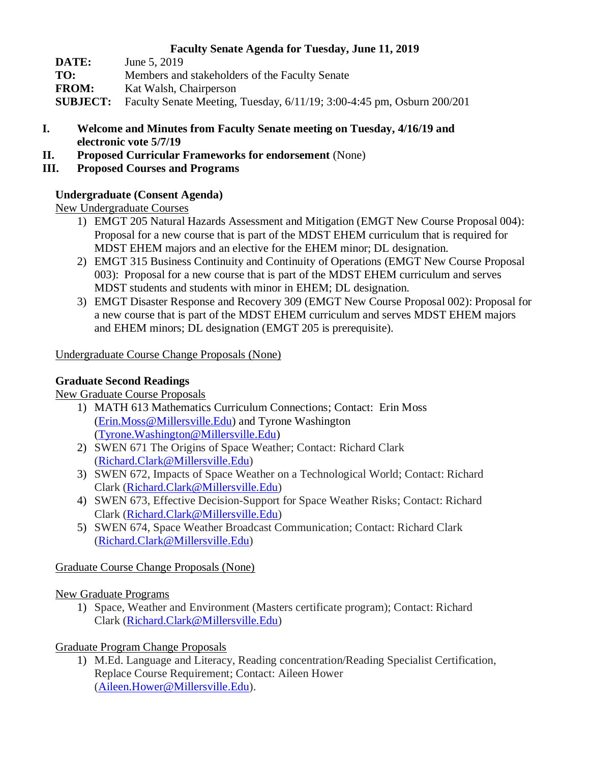# Faculty Senate Agenda for Tuesday, June 11, 2019

**DATE:** June 5, 2019
**TO:** Members and stakeholders of the Faculty Senate
**FROM:** Kat Walsh, Chairperson
**SUBJECT:** Faculty Senate Meeting, Tuesday, 6/11/19; 3:00-4:45 pm, Osburn 200/201

**I. Welcome and Minutes from Faculty Senate meeting on Tuesday, 4/16/19 and electronic vote 5/7/19**

**II. Proposed Curricular Frameworks for endorsement** (None)

**III. Proposed Courses and Programs**

**Undergraduate (Consent Agenda)**

New Undergraduate Courses

1) EMGT 205 Natural Hazards Assessment and Mitigation (EMGT New Course Proposal 004): Proposal for a new course that is part of the MDST EHEM curriculum that is required for MDST EHEM majors and an elective for the EHEM minor; DL designation.
2) EMGT 315 Business Continuity and Continuity of Operations (EMGT New Course Proposal 003): Proposal for a new course that is part of the MDST EHEM curriculum and serves MDST students and students with minor in EHEM; DL designation.
3) EMGT Disaster Response and Recovery 309 (EMGT New Course Proposal 002): Proposal for a new course that is part of the MDST EHEM curriculum and serves MDST EHEM majors and EHEM minors; DL designation (EMGT 205 is prerequisite).

Undergraduate Course Change Proposals (None)

**Graduate Second Readings**

New Graduate Course Proposals

1) MATH 613 Mathematics Curriculum Connections; Contact: Erin Moss (Erin.Moss@Millersville.Edu) and Tyrone Washington (Tyrone.Washington@Millersville.Edu)
2) SWEN 671 The Origins of Space Weather; Contact: Richard Clark (Richard.Clark@Millersville.Edu)
3) SWEN 672, Impacts of Space Weather on a Technological World; Contact: Richard Clark (Richard.Clark@Millersville.Edu)
4) SWEN 673, Effective Decision-Support for Space Weather Risks; Contact: Richard Clark (Richard.Clark@Millersville.Edu)
5) SWEN 674, Space Weather Broadcast Communication; Contact: Richard Clark (Richard.Clark@Millersville.Edu)

Graduate Course Change Proposals (None)

New Graduate Programs

1) Space, Weather and Environment (Masters certificate program); Contact: Richard Clark (Richard.Clark@Millersville.Edu)

Graduate Program Change Proposals

1) M.Ed. Language and Literacy, Reading concentration/Reading Specialist Certification, Replace Course Requirement; Contact: Aileen Hower (Aileen.Hower@Millersville.Edu).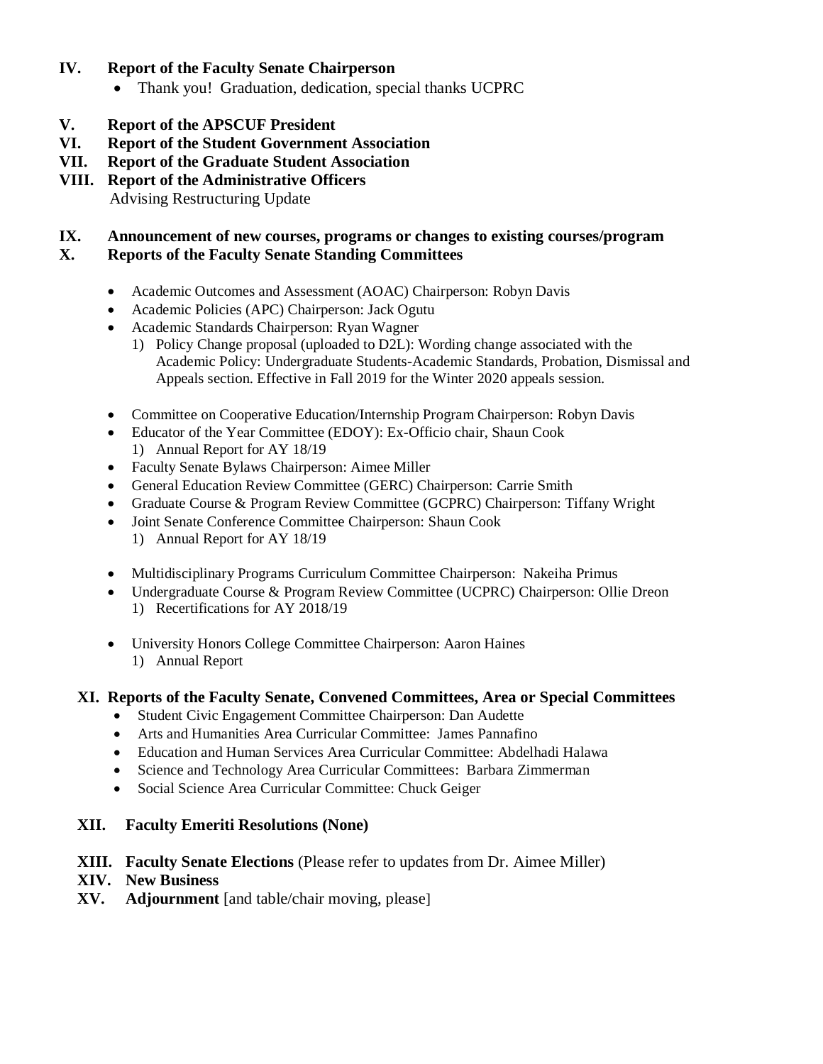**IV. Report of the Faculty Senate Chairperson**

- Thank you! Graduation, dedication, special thanks UCPRC

**V. Report of the APSCUF President**

**VI. Report of the Student Government Association**

**VII. Report of the Graduate Student Association**

**VIII. Report of the Administrative Officers**

Advising Restructuring Update

**IX. Announcement of new courses, programs or changes to existing courses/program**

**X. Reports of the Faculty Senate Standing Committees**

- Academic Outcomes and Assessment (AOAC) Chairperson: Robyn Davis
- Academic Policies (APC) Chairperson: Jack Ogutu
- Academic Standards Chairperson: Ryan Wagner
  1) Policy Change proposal (uploaded to D2L): Wording change associated with the Academic Policy: Undergraduate Students-Academic Standards, Probation, Dismissal and Appeals section. Effective in Fall 2019 for the Winter 2020 appeals session.
- Committee on Cooperative Education/Internship Program Chairperson: Robyn Davis
- Educator of the Year Committee (EDOY): Ex-Officio chair, Shaun Cook
  1) Annual Report for AY 18/19
- Faculty Senate Bylaws Chairperson: Aimee Miller
- General Education Review Committee (GERC) Chairperson: Carrie Smith
- Graduate Course & Program Review Committee (GCPRC) Chairperson: Tiffany Wright
- Joint Senate Conference Committee Chairperson: Shaun Cook
  1) Annual Report for AY 18/19
- Multidisciplinary Programs Curriculum Committee Chairperson: Nakeiha Primus
- Undergraduate Course & Program Review Committee (UCPRC) Chairperson: Ollie Dreon
  1) Recertifications for AY 2018/19
- University Honors College Committee Chairperson: Aaron Haines
  1) Annual Report

**XI. Reports of the Faculty Senate, Convened Committees, Area or Special Committees**

- Student Civic Engagement Committee Chairperson: Dan Audette
- Arts and Humanities Area Curricular Committee: James Pannafino
- Education and Human Services Area Curricular Committee: Abdelhadi Halawa
- Science and Technology Area Curricular Committees: Barbara Zimmerman
- Social Science Area Curricular Committee: Chuck Geiger

**XII. Faculty Emeriti Resolutions (None)**

**XIII. Faculty Senate Elections** (Please refer to updates from Dr. Aimee Miller)

**XIV. New Business**

**XV. Adjournment** [and table/chair moving, please]